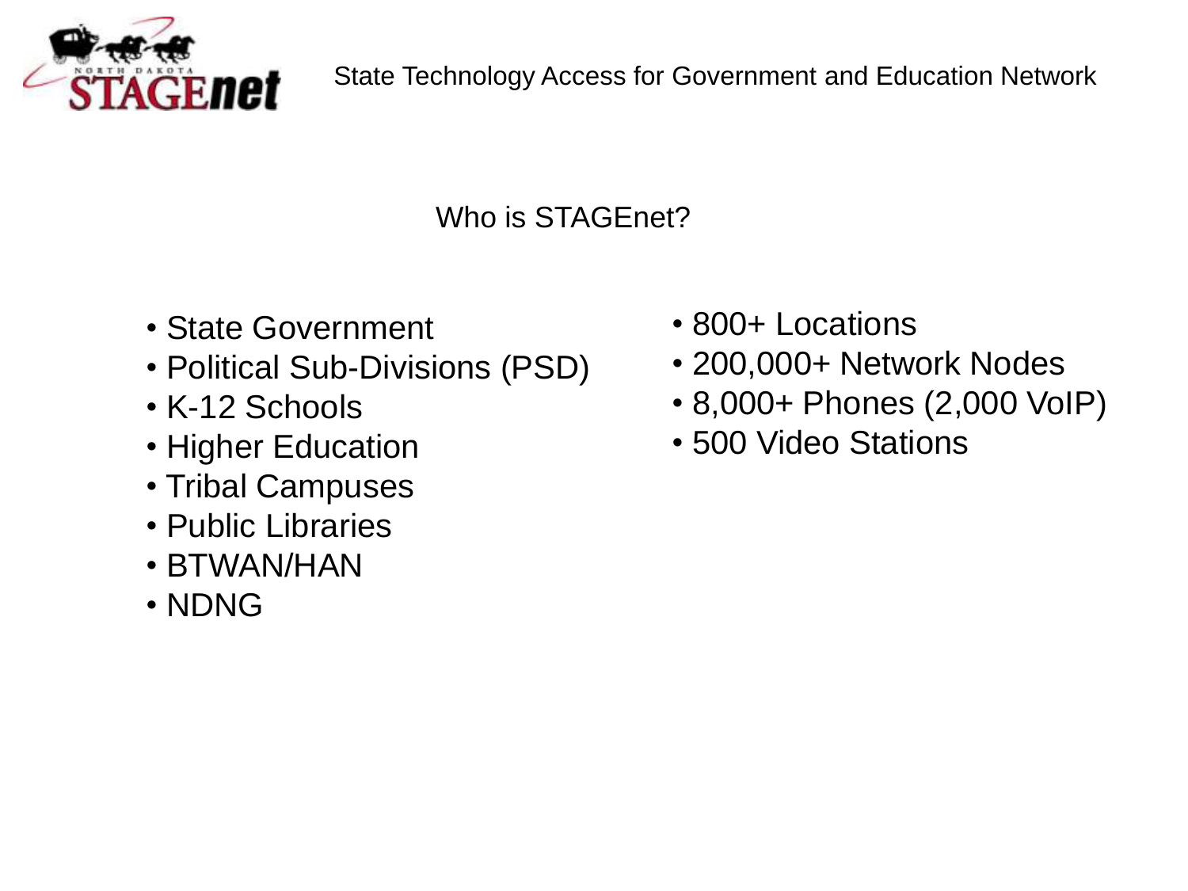State Technology Access for Government and Education Network

## Who is STAGEnet?

- State Government
- Political Sub-Divisions (PSD)
- K-12 Schools
- Higher Education
- Tribal Campuses
- Public Libraries
- BTWAN/HAN
- NDNG

- 800+ Locations
- 200,000+ Network Nodes
- 8,000+ Phones (2,000 VoIP)
- 500 Video Stations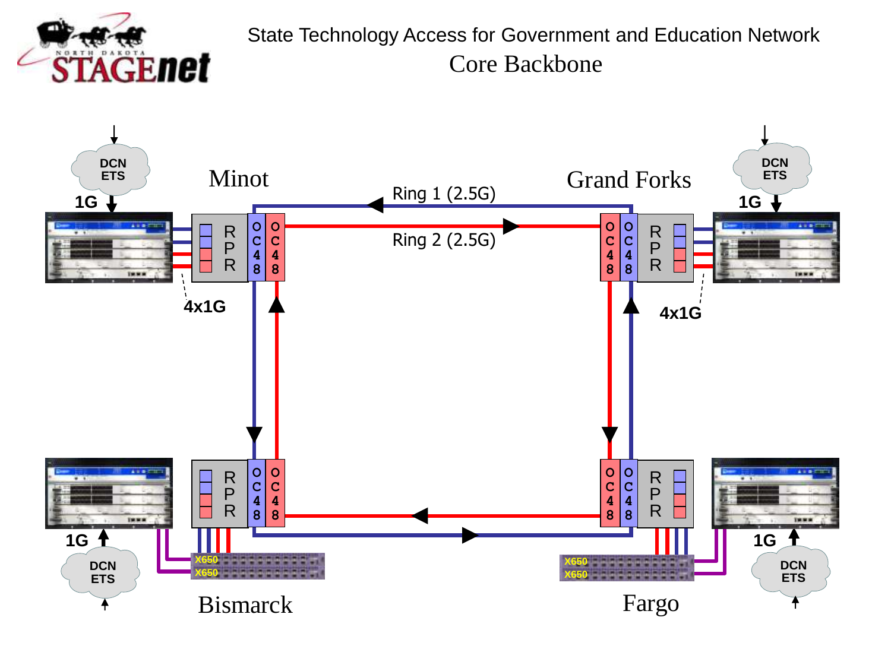# State Technology Access for Government and Education Network

## Core Backbone

Minot

Grand Forks

Ring 1 (2.5G)

Ring 2 (2.5G)

DCN ETS

1G

4x1G

RPR

OC48

Bismarck

Fargo

X650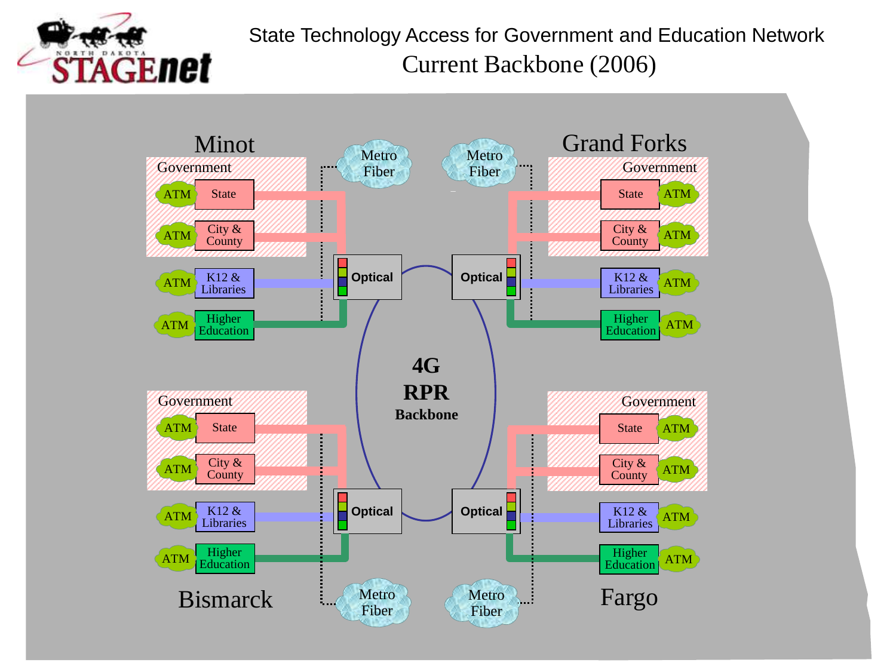# State Technology Access for Government and Education Network

## Current Backbone (2006)

### Minot

Government
- ATM — State
- ATM — City & County

ATM — K12 & Libraries

ATM — Higher Education

Metro Fiber

Optical

### Grand Forks

Government
- State — ATM
- City & County — ATM

K12 & Libraries — ATM

Higher Education — ATM

Metro Fiber

Optical

**4G RPR Backbone**

### Bismarck

Government
- ATM — State
- ATM — City & County

ATM — K12 & Libraries

ATM — Higher Education

Metro Fiber

Optical

### Fargo

Government
- State — ATM
- City & County — ATM

K12 & Libraries — ATM

Higher Education — ATM

Metro Fiber

Optical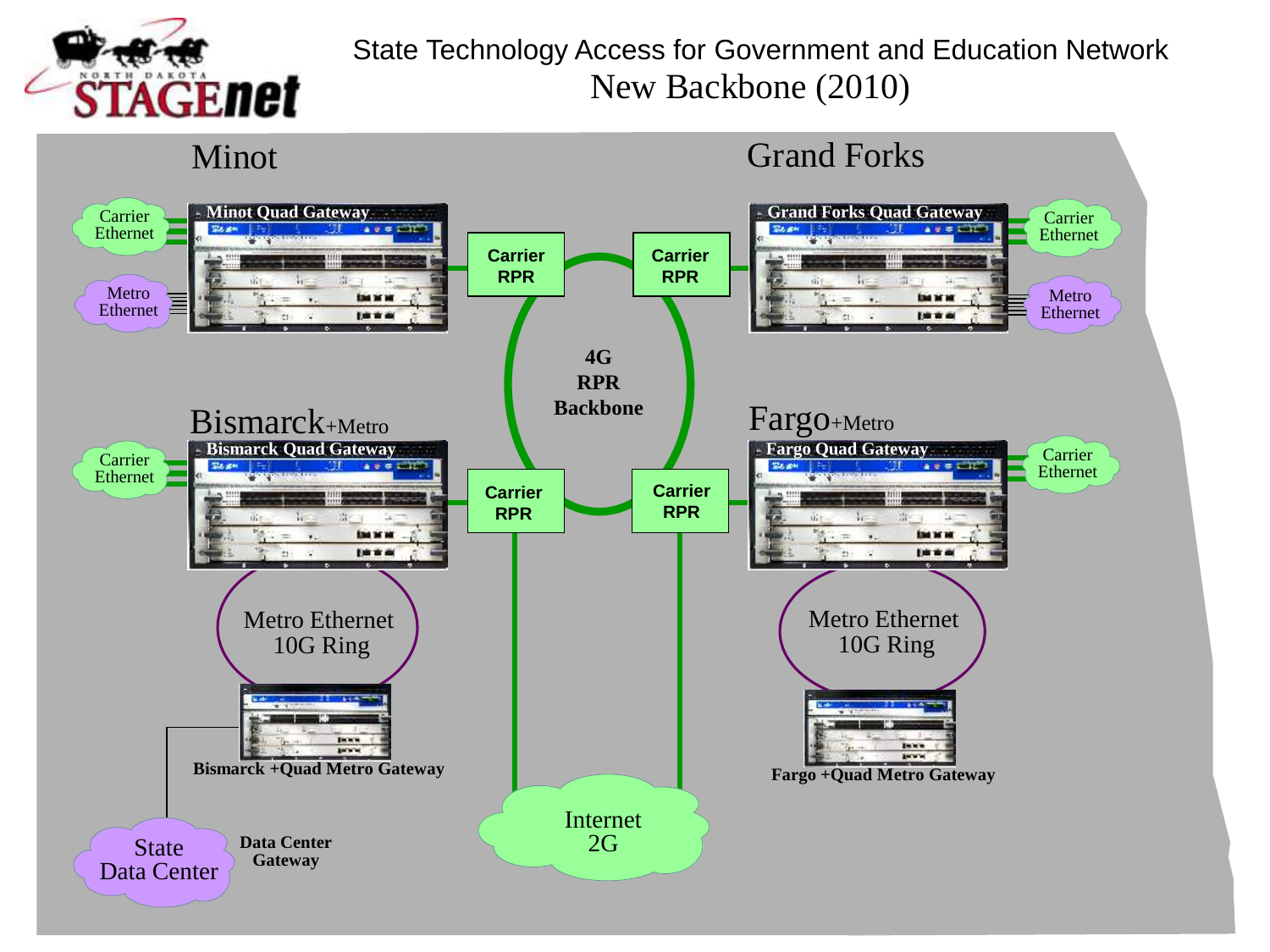North Dakota STAGEnet

# State Technology Access for Government and Education Network

## New Backbone (2010)

Minot

Minot Quad Gateway

Carrier Ethernet

Metro Ethernet

Grand Forks

Grand Forks Quad Gateway

Carrier Ethernet

Metro Ethernet

Carrier RPR

Carrier RPR

4G RPR Backbone

Carrier RPR

Carrier RPR

Bismarck+Metro

Bismarck Quad Gateway

Carrier Ethernet

Fargo+Metro

Fargo Quad Gateway

Carrier Ethernet

Metro Ethernet 10G Ring

Bismarck +Quad Metro Gateway

Metro Ethernet 10G Ring

Fargo +Quad Metro Gateway

Internet 2G

State Data Center

Data Center Gateway